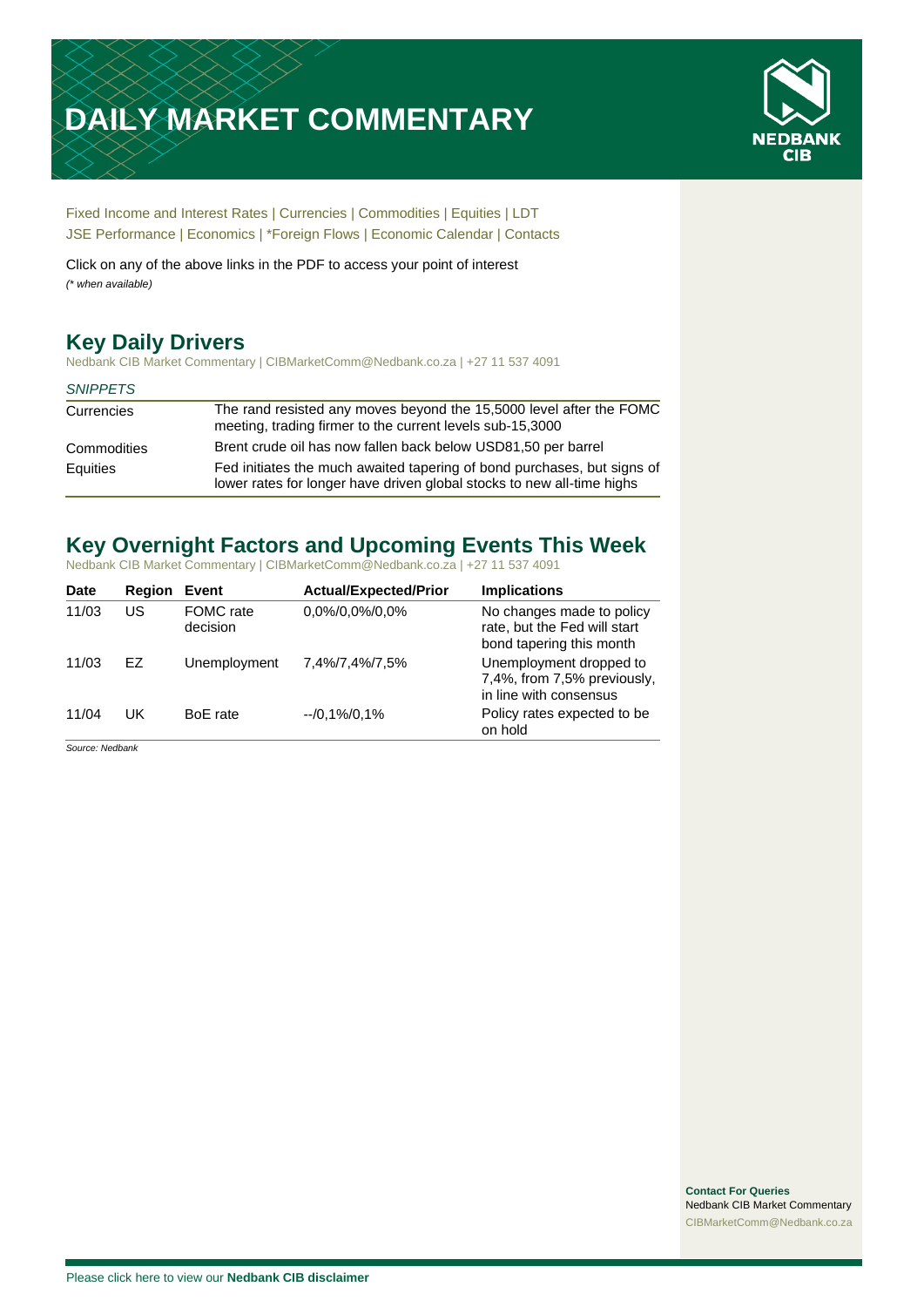# DAILY MARKET COMMENTARY

NEDBANK CIB

Fixed Income and Interest Rates | Currencies | Commodities | Equities | LDT
JSE Performance | Economics | *Foreign Flows | Economic Calendar | Contacts

Click on any of the above links in the PDF to access your point of interest
*(* when available)*

## Key Daily Drivers

Nedbank CIB Market Commentary | CIBMarketComm@Nedbank.co.za | +27 11 537 4091

| *SNIPPETS* | |
|---|---|
| Currencies | The rand resisted any moves beyond the 15,5000 level after the FOMC meeting, trading firmer to the current levels sub-15,3000 |
| Commodities | Brent crude oil has now fallen back below USD81,50 per barrel |
| Equities | Fed initiates the much awaited tapering of bond purchases, but signs of lower rates for longer have driven global stocks to new all-time highs |

## Key Overnight Factors and Upcoming Events This Week

Nedbank CIB Market Commentary | CIBMarketComm@Nedbank.co.za | +27 11 537 4091

| Date | Region | Event | Actual/Expected/Prior | Implications |
|---|---|---|---|---|
| 11/03 | US | FOMC rate decision | 0,0%/0,0%/0,0% | No changes made to policy rate, but the Fed will start bond tapering this month |
| 11/03 | EZ | Unemployment | 7,4%/7,4%/7,5% | Unemployment dropped to 7,4%, from 7,5% previously, in line with consensus |
| 11/04 | UK | BoE rate | --/0,1%/0,1% | Policy rates expected to be on hold |

*Source: Nedbank*

**Contact For Queries**
Nedbank CIB Market Commentary
CIBMarketComm@Nedbank.co.za

Please click here to view our **Nedbank CIB disclaimer**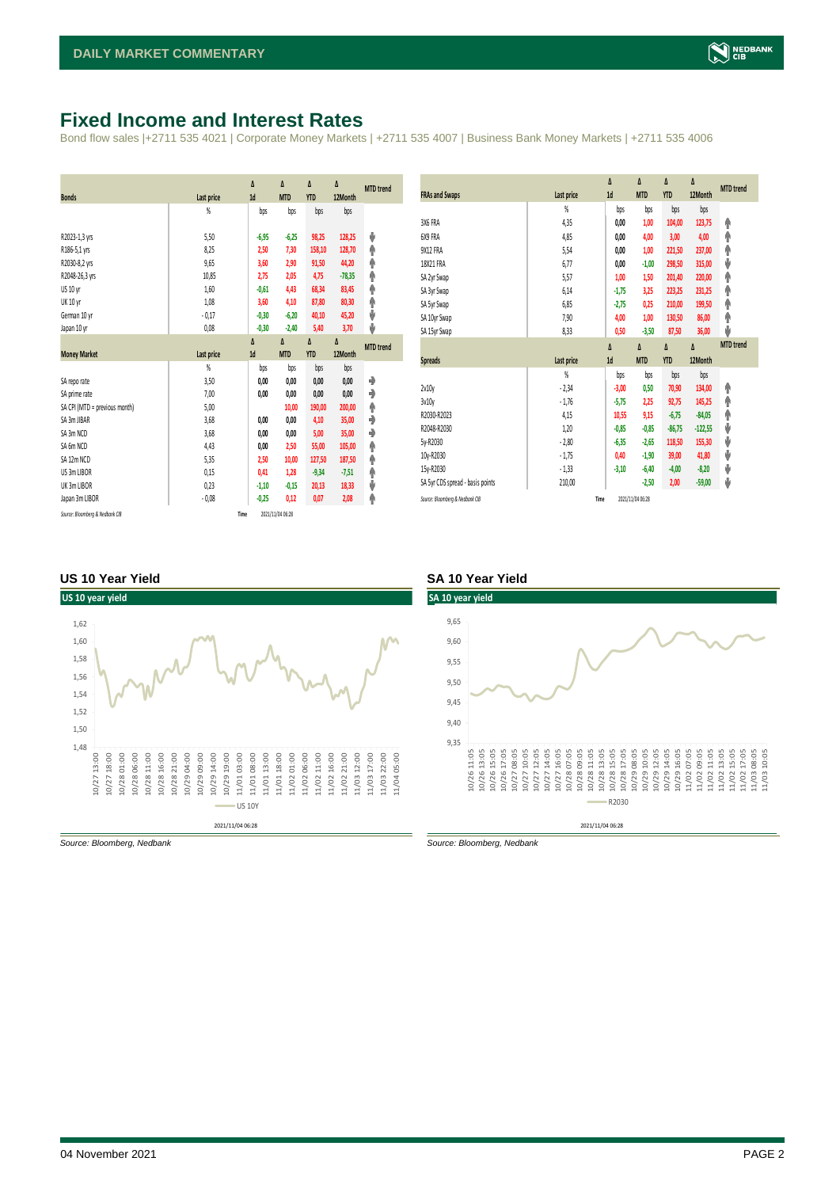# Fixed Income and Interest Rates

Bond flow sales |+2711 535 4021 | Corporate Money Markets | +2711 535 4007 | Business Bank Money Markets | +2711 535 4006

| Bonds | Last price | Δ 1d | Δ MTD | Δ YTD | Δ 12Month | MTD trend |
|---|---|---|---|---|---|---|
| | % | bps | bps | bps | bps | |
| R2023-1,3 yrs | 5,50 | -6,95 | -6,25 | 98,25 | 128,25 | ⬇ |
| R186-5,1 yrs | 8,25 | 2,50 | 7,30 | 158,10 | 128,70 | ⬆ |
| R2030-8,2 yrs | 9,65 | 3,60 | 2,90 | 91,50 | 44,20 | ⬆ |
| R2048-26,3 yrs | 10,85 | 2,75 | 2,05 | 4,75 | -78,35 | ⬆ |
| US 10 yr | 1,60 | -0,61 | 4,43 | 68,34 | 83,45 | ⬆ |
| UK 10 yr | 1,08 | 3,60 | 4,10 | 87,80 | 80,30 | ⬆ |
| German 10 yr | -0,17 | -0,30 | -6,20 | 40,10 | 45,20 | ⬇ |
| Japan 10 yr | 0,08 | -0,30 | -2,40 | 5,40 | 3,70 | ⬇ |

| Money Market | Last price | Δ 1d | Δ MTD | Δ YTD | Δ 12Month | MTD trend |
|---|---|---|---|---|---|---|
| | % | bps | bps | bps | bps | |
| SA repo rate | 3,50 | 0,00 | 0,00 | 0,00 | 0,00 | ➡ |
| SA prime rate | 7,00 | 0,00 | 0,00 | 0,00 | 0,00 | ➡ |
| SA CPI (MTD = previous month) | 5,00 | | 10,00 | 190,00 | 200,00 | ⬆ |
| SA 3m JIBAR | 3,68 | 0,00 | 0,00 | 4,10 | 35,00 | ➡ |
| SA 3m NCD | 3,68 | 0,00 | 0,00 | 5,00 | 35,00 | ➡ |
| SA 6m NCD | 4,43 | 0,00 | 2,50 | 55,00 | 105,00 | ⬆ |
| SA 12m NCD | 5,35 | 2,50 | 10,00 | 127,50 | 187,50 | ⬆ |
| US 3m LIBOR | 0,15 | 0,41 | 1,28 | -9,34 | -7,51 | ⬆ |
| UK 3m LIBOR | 0,23 | -1,10 | -0,15 | 20,13 | 18,33 | ⬇ |
| Japan 3m LIBOR | -0,08 | -0,25 | 0,12 | 0,07 | 2,08 | ⬆ |

Source: Bloomberg & Nedbank CIB Time 2021/11/04 06:28

| FRAs and Swaps | Last price | Δ 1d | Δ MTD | Δ YTD | Δ 12Month | MTD trend |
|---|---|---|---|---|---|---|
| | % | bps | bps | bps | bps | |
| 3X6 FRA | 4,35 | 0,00 | 1,00 | 104,00 | 123,75 | ⬆ |
| 6X9 FRA | 4,85 | 0,00 | 4,00 | 3,00 | 4,00 | ⬆ |
| 9X12 FRA | 5,54 | 0,00 | 1,00 | 221,50 | 237,00 | ⬆ |
| 18X21 FRA | 6,77 | 0,00 | -1,00 | 298,50 | 315,00 | ⬇ |
| SA 2yr Swap | 5,57 | 1,00 | 1,50 | 201,40 | 220,00 | ⬆ |
| SA 3yr Swap | 6,14 | -1,75 | 3,25 | 223,25 | 231,25 | ⬆ |
| SA 5yr Swap | 6,85 | -2,75 | 0,25 | 210,00 | 199,50 | ⬆ |
| SA 10yr Swap | 7,90 | 4,00 | 1,00 | 130,50 | 86,00 | ⬆ |
| SA 15yr Swap | 8,33 | 0,50 | -3,50 | 87,50 | 36,00 | ⬇ |

| Spreads | Last price | Δ 1d | Δ MTD | Δ YTD | Δ 12Month | MTD trend |
|---|---|---|---|---|---|---|
| | % | bps | bps | bps | bps | |
| 2v10y | -2,34 | -3,00 | 0,50 | 70,90 | 134,00 | ⬆ |
| 3v10y | -1,76 | -5,75 | 2,25 | 92,75 | 145,25 | ⬆ |
| R2030-R2023 | 4,15 | 10,55 | 9,15 | -6,75 | -84,05 | ⬆ |
| R2048-R2030 | 1,20 | -0,85 | -0,85 | -86,75 | -122,55 | ⬇ |
| 5y-R2030 | -2,80 | -6,35 | -2,65 | 118,50 | 155,30 | ⬇ |
| 10y-R2030 | -1,75 | 0,40 | -1,90 | 39,00 | 41,80 | ⬇ |
| 15y-R2030 | -1,33 | -3,10 | -6,40 | -4,00 | -8,20 | ⬇ |
| SA 5yr CDS spread - basis points | 210,00 | | -2,50 | 2,00 | -59,00 | ⬇ |

Source: Bloomberg & Nedbank CIB Time 2021/11/04 06:28

## US 10 Year Yield

Source: Bloomberg, Nedbank

## SA 10 Year Yield

Source: Bloomberg, Nedbank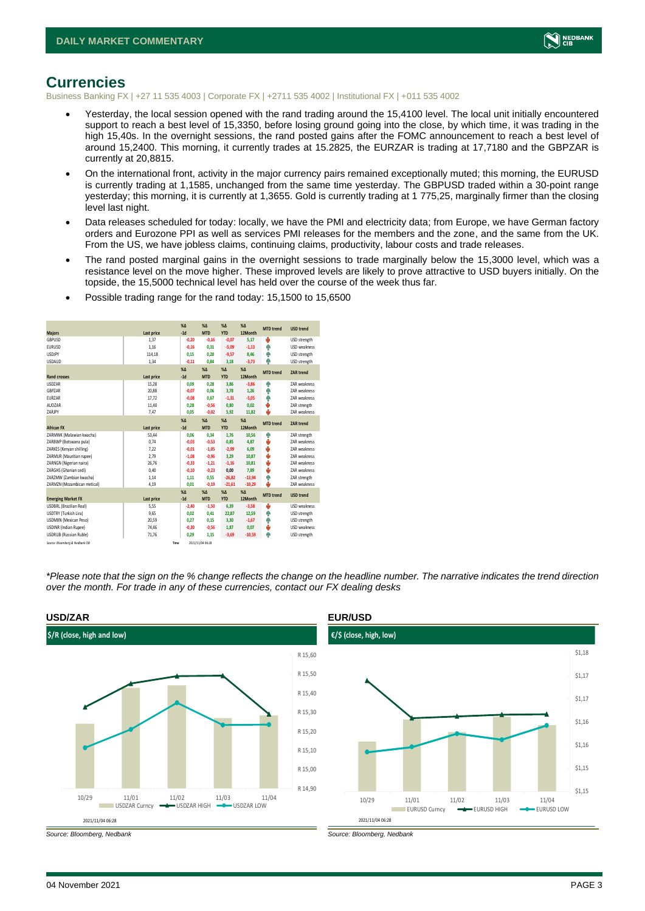# Currencies

Business Banking FX | +27 11 535 4003 | Corporate FX | +2711 535 4002 | Institutional FX | +011 535 4002

- Yesterday, the local session opened with the rand trading around the 15,4100 level. The local unit initially encountered support to reach a best level of 15,3350, before losing ground going into the close, by which time, it was trading in the high 15,40s. In the overnight sessions, the rand posted gains after the FOMC announcement to reach a best level of around 15,2400. This morning, it currently trades at 15.2825, the EURZAR is trading at 17,7180 and the GBPZAR is currently at 20,8815.
- On the international front, activity in the major currency pairs remained exceptionally muted; this morning, the EURUSD is currently trading at 1,1585, unchanged from the same time yesterday. The GBPUSD traded within a 30-point range yesterday; this morning, it is currently at 1,3655. Gold is currently trading at 1 775,25, marginally firmer than the closing level last night.
- Data releases scheduled for today: locally, we have the PMI and electricity data; from Europe, we have German factory orders and Eurozone PPI as well as services PMI releases for the members and the zone, and the same from the UK. From the US, we have jobless claims, continuing claims, productivity, labour costs and trade releases.
- The rand posted marginal gains in the overnight sessions to trade marginally below the 15,3000 level, which was a resistance level on the move higher. These improved levels are likely to prove attractive to USD buyers initially. On the topside, the 15,5000 technical level has held over the course of the week thus far.
- Possible trading range for the rand today: 15,1500 to 15,6500

| Majors | Last price | %Δ -1d | %Δ MTD | %Δ YTD | %Δ 12Month | MTD trend | USD trend |
|---|---|---|---|---|---|---|---|
| GBPUSD | 1,37 | -0,20 | -0,16 | -0,07 | 5,17 | ↓ | USD strength |
| EURUSD | 1,16 | -0,16 | 0,31 | -5,09 | -1,13 | ↑ | USD weakness |
| USDJPY | 114,18 | 0,15 | 0,20 | -9,57 | 8,46 | ↑ | USD strength |
| USDAUD | 1,34 | -0,11 | 0,84 | 3,18 | -3,73 | ↑ | USD strength |
| **Rand crosses** | **Last price** | **%Δ -1d** | **%Δ MTD** | **%Δ YTD** | **%Δ 12Month** | **MTD trend** | **ZAR trend** |
| USDZAR | 15,28 | 0,09 | 0,28 | 3,86 | -3,86 | ↑ | ZAR weakness |
| GBPZAR | 20,88 | -0,07 | 0,06 | 3,78 | 1,26 | ↑ | ZAR weakness |
| EURZAR | 17,72 | -0,08 | 0,67 | -1,31 | -5,05 | ↑ | ZAR weakness |
| AUDZAR | 11,40 | 0,28 | -0,56 | 0,80 | 0,02 | ↓ | ZAR strength |
| ZARJPY | 7,47 | 0,05 | -0,02 | 5,92 | 11,82 | ↓ | ZAR weakness |
| **African FX** | **Last price** | **%Δ -1d** | **%Δ MTD** | **%Δ YTD** | **%Δ 12Month** | **MTD trend** | **ZAR trend** |
| ZARMWK (Malawian kwacha) | 53,44 | 0,06 | 0,34 | 1,76 | 10,56 | ↑ | ZAR strength |
| ZARBWP (Botswana pula) | 0,74 | -0,03 | -0,53 | 0,85 | 4,87 | ↓ | ZAR weakness |
| ZARKES (Kenyan shilling) | 7,22 | -0,01 | -1,05 | -2,99 | 6,09 | ↓ | ZAR weakness |
| ZARMUR (Mauritian rupee) | 2,79 | -1,08 | -0,96 | 3,29 | 10,87 | ↓ | ZAR weakness |
| ZARNGN (Nigerian naira) | 26,76 | -0,33 | -1,21 | -1,16 | 10,81 | ↓ | ZAR weakness |
| ZARGHS (Ghanian cedi) | 0,40 | -0,10 | -0,23 | 0,00 | 7,89 | ↓ | ZAR weakness |
| ZARZMW (Zambian kwacha) | 1,14 | 1,11 | 0,55 | -26,82 | -13,94 | ↑ | ZAR strength |
| ZARMZN (Mozambican metical) | 4,19 | 0,01 | -0,19 | -21,61 | -10,29 | ↓ | ZAR weakness |
| **Emerging Market FX** | **Last price** | **%Δ -1d** | **%Δ MTD** | **%Δ YTD** | **%Δ 12Month** | **MTD trend** | **USD trend** |
| USDBRL (Brazilian Real) | 5,55 | -2,40 | -1,50 | 6,39 | -3,58 | ↓ | USD weakness |
| USDTRY (Turkish Lira) | 9,65 | 0,02 | 0,41 | 22,87 | 12,59 | ↑ | USD strength |
| USDMXN (Mexican Peso) | 20,59 | 0,27 | 0,15 | 3,30 | -1,67 | ↑ | USD strength |
| USDINR (Indian Rupee) | 74,46 | -0,30 | -0,56 | 1,87 | 0,07 | ↓ | USD weakness |
| USDRUB (Russian Ruble) | 71,76 | 0,29 | 1,15 | -3,69 | -10,59 | ↑ | USD strength |

Source: Bloomberg & Nedbank CIB &nbsp;&nbsp; Time 2021/11/04 06:28

*\*Please note that the sign on the % change reflects the change on the headline number. The narrative indicates the trend direction over the month. For trade in any of these currencies, contact our FX dealing desks*

### USD/ZAR

$/R (close, high and low)

2021/11/04 06:28

Source: Bloomberg, Nedbank

### EUR/USD

€/$ (close, high, low)

2021/11/04 06:28

Source: Bloomberg, Nedbank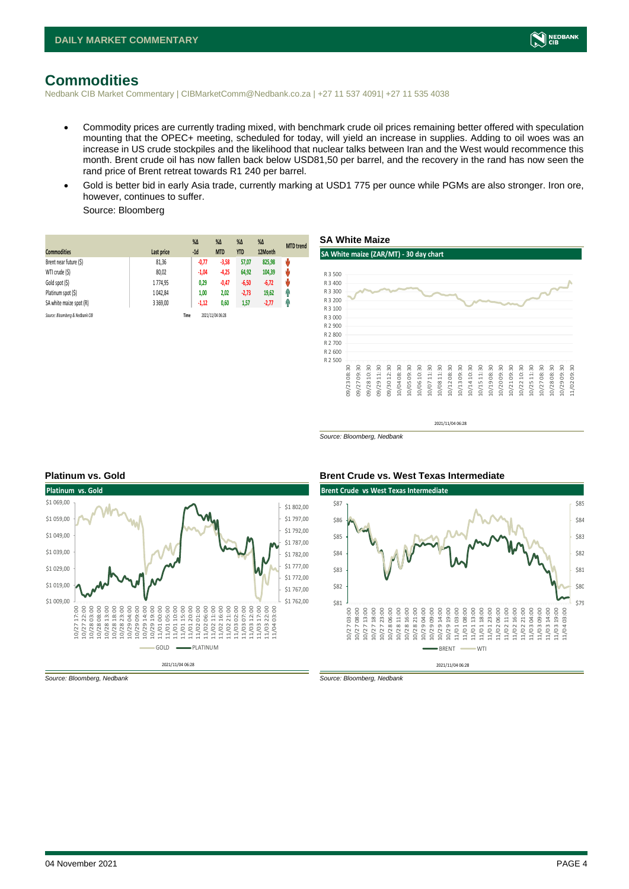# Commodities

Nedbank CIB Market Commentary | CIBMarketComm@Nedbank.co.za | +27 11 537 4091| +27 11 535 4038

- Commodity prices are currently trading mixed, with benchmark crude oil prices remaining better offered with speculation mounting that the OPEC+ meeting, scheduled for today, will yield an increase in supplies. Adding to oil woes was an increase in US crude stockpiles and the likelihood that nuclear talks between Iran and the West would recommence this month. Brent crude oil has now fallen back below USD81,50 per barrel, and the recovery in the rand has now seen the rand price of Brent retreat towards R1 240 per barrel.
- Gold is better bid in early Asia trade, currently marking at USD1 775 per ounce while PGMs are also stronger. Iron ore, however, continues to suffer.

  Source: Bloomberg

| Commodities | Last price | %Δ -1d | %Δ MTD | %Δ YTD | %Δ 12Month | MTD trend |
|---|---|---|---|---|---|---|
| Brent near future ($) | 81,36 | -0,77 | -3,58 | 57,07 | 825,98 | ↓ |
| WTI crude ($) | 80,02 | -1,04 | -4,25 | 64,92 | 104,39 | ↓ |
| Gold spot ($) | 1 774,95 | 0,29 | -0,47 | -6,50 | -6,72 | ↓ |
| Platinum spot ($) | 1 042,84 | 1,00 | 2,02 | -2,73 | 19,62 | ↑ |
| SA white maize spot (R) | 3 369,00 | -1,12 | 0,60 | 1,57 | -2,77 | ↑ |

Source: Bloomberg & Nedbank CIB | Time 2021/11/04 06:28

## SA White Maize

Source: Bloomberg, Nedbank

## Platinum vs. Gold

Source: Bloomberg, Nedbank

## Brent Crude vs. West Texas Intermediate

Source: Bloomberg, Nedbank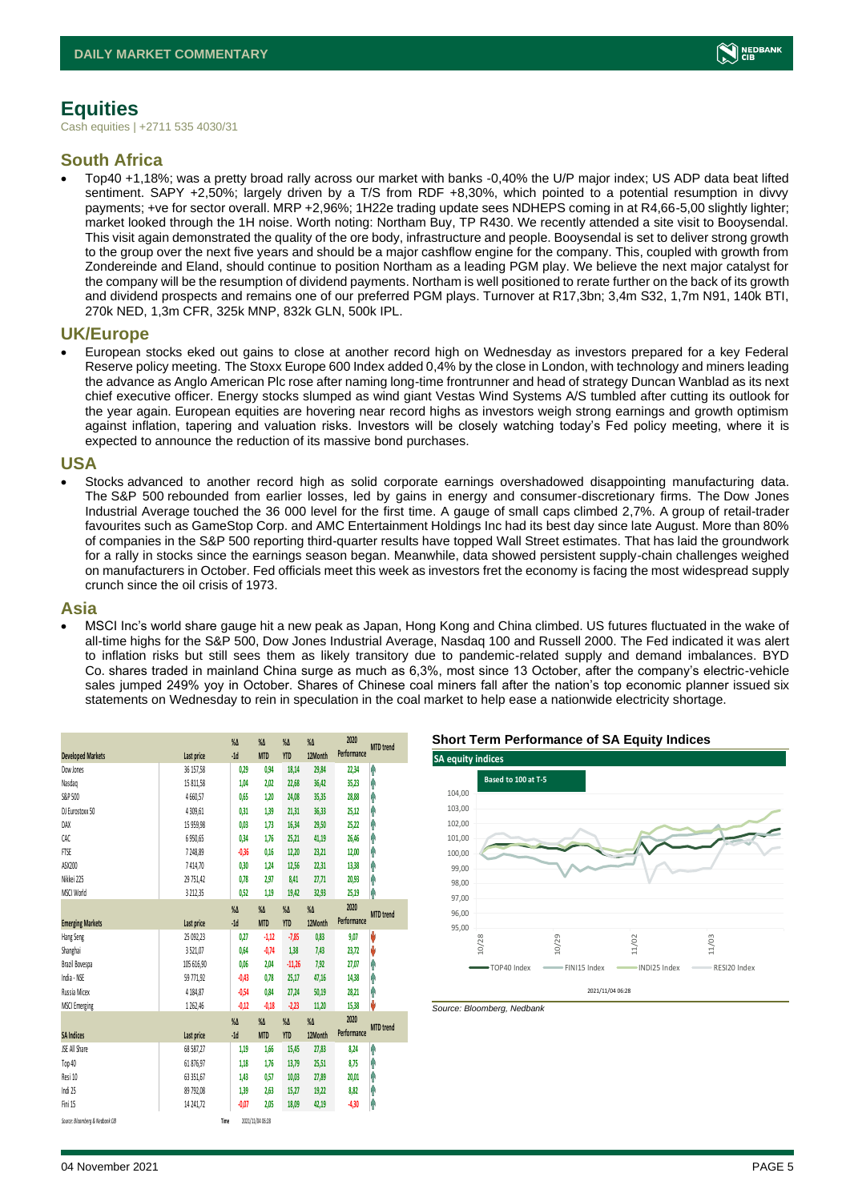# Equities

Cash equities | +2711 535 4030/31

## South Africa

- Top40 +1,18%; was a pretty broad rally across our market with banks -0,40% the U/P major index; US ADP data beat lifted sentiment. SAPY +2,50%; largely driven by a T/S from RDF +8,30%, which pointed to a potential resumption in divvy payments; +ve for sector overall. MRP +2,96%; 1H22e trading update sees NDHEPS coming in at R4,66-5,00 slightly lighter; market looked through the 1H noise. Worth noting: Northam Buy, TP R430. We recently attended a site visit to Booysendal. This visit again demonstrated the quality of the ore body, infrastructure and people. Booysendal is set to deliver strong growth to the group over the next five years and should be a major cashflow engine for the company. This, coupled with growth from Zondereinde and Eland, should continue to position Northam as a leading PGM play. We believe the next major catalyst for the company will be the resumption of dividend payments. Northam is well positioned to rerate further on the back of its growth and dividend prospects and remains one of our preferred PGM plays. Turnover at R17,3bn; 3,4m S32, 1,7m N91, 140k BTI, 270k NED, 1,3m CFR, 325k MNP, 832k GLN, 500k IPL.

## UK/Europe

- European stocks eked out gains to close at another record high on Wednesday as investors prepared for a key Federal Reserve policy meeting. The Stoxx Europe 600 Index added 0,4% by the close in London, with technology and miners leading the advance as Anglo American Plc rose after naming long-time frontrunner and head of strategy Duncan Wanblad as its next chief executive officer. Energy stocks slumped as wind giant Vestas Wind Systems A/S tumbled after cutting its outlook for the year again. European equities are hovering near record highs as investors weigh strong earnings and growth optimism against inflation, tapering and valuation risks. Investors will be closely watching today's Fed policy meeting, where it is expected to announce the reduction of its massive bond purchases.

## USA

- Stocks advanced to another record high as solid corporate earnings overshadowed disappointing manufacturing data. The S&P 500 rebounded from earlier losses, led by gains in energy and consumer-discretionary firms. The Dow Jones Industrial Average touched the 36 000 level for the first time. A gauge of small caps climbed 2,7%. A group of retail-trader favourites such as GameStop Corp. and AMC Entertainment Holdings Inc had its best day since late August. More than 80% of companies in the S&P 500 reporting third-quarter results have topped Wall Street estimates. That has laid the groundwork for a rally in stocks since the earnings season began. Meanwhile, data showed persistent supply-chain challenges weighed on manufacturers in October. Fed officials meet this week as investors fret the economy is facing the most widespread supply crunch since the oil crisis of 1973.

## Asia

- MSCI Inc's world share gauge hit a new peak as Japan, Hong Kong and China climbed. US futures fluctuated in the wake of all-time highs for the S&P 500, Dow Jones Industrial Average, Nasdaq 100 and Russell 2000. The Fed indicated it was alert to inflation risks but still sees them as likely transitory due to pandemic-related supply and demand imbalances. BYD Co. shares traded in mainland China surge as much as 6,3%, most since 13 October, after the company's electric-vehicle sales jumped 249% yoy in October. Shares of Chinese coal miners fall after the nation's top economic planner issued six statements on Wednesday to rein in speculation in the coal market to help ease a nationwide electricity shortage.

| Developed Markets | Last price | %Δ -1d | %Δ MTD | %Δ YTD | %Δ 12Month | 2020 Performance | MTD trend |
|---|---|---|---|---|---|---|---|
| Dow Jones | 36 157,58 | 0,29 | 0,94 | 18,14 | 29,84 | 22,34 | ↑ |
| Nasdaq | 15 811,58 | 1,04 | 2,02 | 22,68 | 36,42 | 35,23 | ↑ |
| S&P 500 | 4 660,57 | 0,65 | 1,20 | 24,08 | 35,35 | 28,88 | ↑ |
| DJ Eurostoxx 50 | 4 309,61 | 0,31 | 1,39 | 21,31 | 36,33 | 25,12 | ↑ |
| DAX | 15 959,98 | 0,03 | 1,73 | 16,34 | 29,50 | 25,22 | ↑ |
| CAC | 6 950,65 | 0,34 | 1,76 | 25,21 | 41,19 | 26,46 | ↑ |
| FTSE | 7 248,89 | -0,36 | 0,16 | 12,20 | 23,21 | 12,00 | ↑ |
| ASX200 | 7 414,70 | 0,30 | 1,24 | 12,56 | 22,31 | 13,38 | ↑ |
| Nikkei 225 | 29 751,42 | 0,78 | 2,97 | 8,41 | 27,71 | 20,93 | ↑ |
| MSCI World | 3 212,35 | 0,52 | 1,19 | 19,42 | 32,93 | 25,19 | ↑ |
| **Emerging Markets** | **Last price** | **%Δ -1d** | **%Δ MTD** | **%Δ YTD** | **%Δ 12Month** | **2020 Performance** | **MTD trend** |
| Hang Seng | 25 092,23 | 0,27 | -1,12 | -7,85 | 0,83 | 9,07 | ↓ |
| Shanghai | 3 521,07 | 0,64 | -0,74 | 1,38 | 7,43 | 23,72 | ↓ |
| Brazil Bovespa | 105 616,90 | 0,06 | 2,04 | -11,26 | 7,92 | 27,07 | ↑ |
| India - NSE | 59 771,92 | -0,43 | 0,78 | 25,17 | 47,16 | 14,38 | ↑ |
| Russia Micex | 4 184,87 | -0,54 | 0,84 | 27,24 | 50,19 | 28,21 | ↑ |
| MSCI Emerging | 1 262,46 | -0,12 | -0,18 | -2,23 | 11,20 | 15,38 | ↓ |
| **SA Indices** | **Last price** | **%Δ -1d** | **%Δ MTD** | **%Δ YTD** | **%Δ 12Month** | **2020 Performance** | **MTD trend** |
| JSE All Share | 68 587,27 | 1,19 | 1,66 | 15,45 | 27,83 | 8,24 | ↑ |
| Top 40 | 61 876,97 | 1,18 | 1,76 | 13,79 | 25,51 | 8,75 | ↑ |
| Resi 10 | 63 351,67 | 1,43 | 0,57 | 10,03 | 27,89 | 20,01 | ↑ |
| Indi 25 | 89 792,08 | 1,39 | 2,63 | 15,27 | 19,22 | 8,82 | ↑ |
| Fini 15 | 14 241,72 | -0,07 | 2,05 | 18,09 | 42,19 | -4,30 | ↑ |

Source: Bloomberg & Nedbank CIB   Time 2021/11/04 06:28

**Short Term Performance of SA Equity Indices**

Source: Bloomberg, Nedbank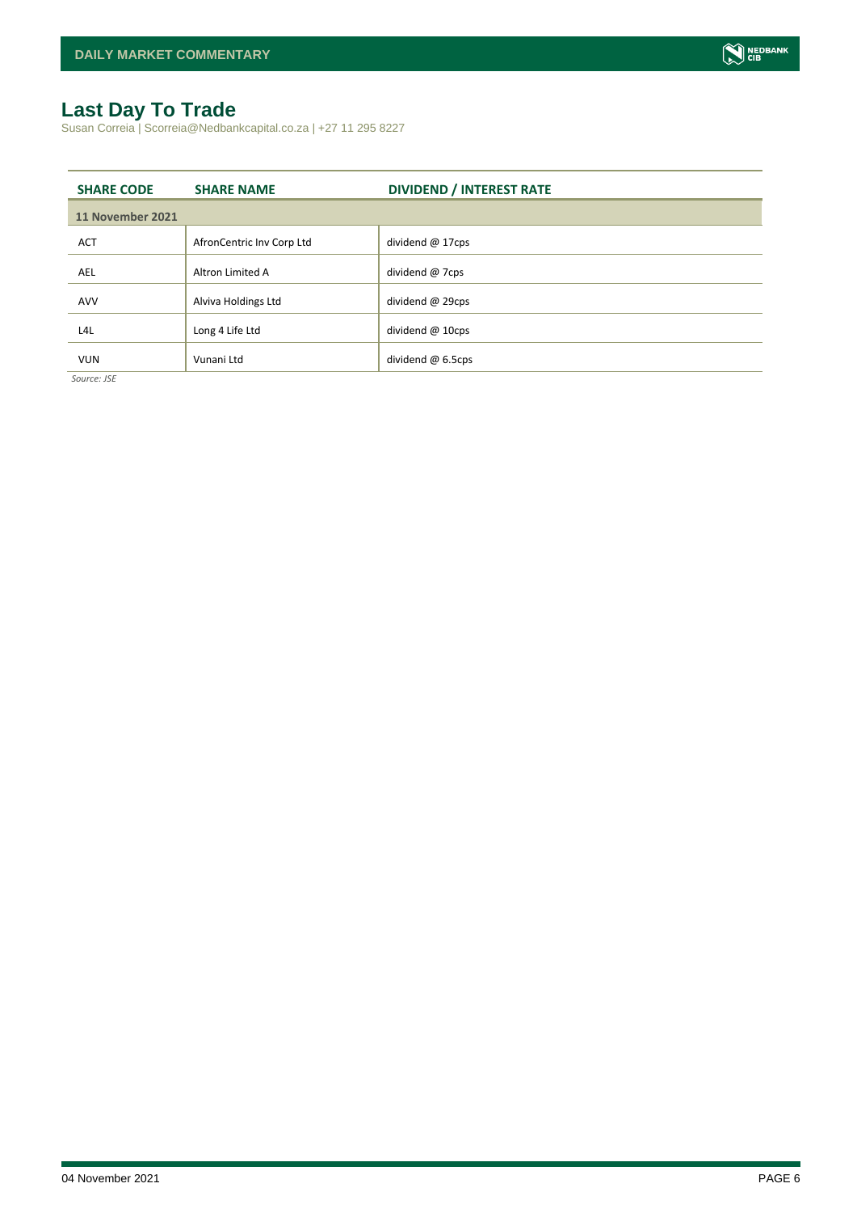# Last Day To Trade

Susan Correia | Scorreia@Nedbankcapital.co.za | +27 11 295 8227

| SHARE CODE | SHARE NAME | DIVIDEND / INTEREST RATE |
|---|---|---|
| **11 November 2021** | | |
| ACT | AfronCentric Inv Corp Ltd | dividend @ 17cps |
| AEL | Altron Limited A | dividend @ 7cps |
| AVV | Alviva Holdings Ltd | dividend @ 29cps |
| L4L | Long 4 Life Ltd | dividend @ 10cps |
| VUN | Vunani Ltd | dividend @ 6.5cps |

*Source: JSE*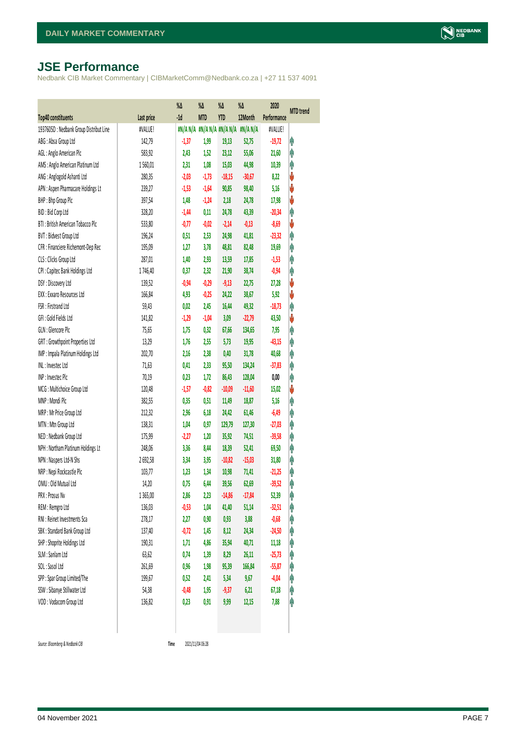# JSE Performance

Nedbank CIB Market Commentary | CIBMarketComm@Nedbank.co.za | +27 11 537 4091

| Top40 constituents | Last price | %Δ -1d | %Δ MTD | %Δ YTD | %Δ 12Month | 2020 Performance | MTD trend |
|---|---|---|---|---|---|---|---|
| 1937605D : Nedbank Group Distribut Line | #VALUE! | #N/A N/A | #N/A N/A | #N/A N/A | #N/A N/A | #VALUE! | |
| ABG : Absa Group Ltd | 142,79 | -1,37 | 1,99 | 19,13 | 52,75 | -19,72 | ↑ |
| AGL : Anglo American Plc | 583,92 | 2,43 | 1,52 | 23,12 | 55,06 | 21,60 | ↑ |
| AMS : Anglo American Platinum Ltd | 1 560,01 | 2,31 | 1,08 | 15,03 | 44,98 | 10,39 | ↑ |
| ANG : Anglogold Ashanti Ltd | 280,35 | -2,03 | -1,73 | -18,15 | -30,67 | 8,22 | ↓ |
| APN : Aspen Pharmacare Holdings Lt | 239,27 | -1,53 | -1,64 | 90,85 | 98,40 | 5,16 | ↓ |
| BHP : Bhp Group Plc | 397,54 | 1,48 | -1,24 | 2,18 | 24,78 | 17,98 | ↓ |
| BID : Bid Corp Ltd | 328,20 | -1,44 | 0,11 | 24,78 | 43,39 | -20,34 | ↑ |
| BTI : British American Tobacco Plc | 533,80 | -0,77 | -0,02 | -2,14 | -0,13 | -8,69 | ↓ |
| BVT : Bidvest Group Ltd | 196,24 | 0,51 | 2,53 | 24,98 | 41,81 | -23,32 | ↑ |
| CFR : Financiere Richemont-Dep Rec | 195,09 | 1,27 | 3,78 | 48,81 | 82,48 | 19,69 | ↑ |
| CLS : Clicks Group Ltd | 287,01 | 1,40 | 2,93 | 13,59 | 17,85 | -1,53 | ↑ |
| CPI : Capitec Bank Holdings Ltd | 1 746,40 | 0,37 | 2,32 | 21,90 | 38,74 | -0,94 | ↑ |
| DSY : Discovery Ltd | 139,52 | -0,94 | -0,29 | -9,13 | 22,75 | 27,28 | ↓ |
| EXX : Exxaro Resources Ltd | 166,84 | 4,93 | -0,25 | 24,22 | 38,67 | 5,92 | ↓ |
| FSR : Firstrand Ltd | 59,43 | 0,02 | 2,45 | 16,44 | 49,32 | -18,73 | ↑ |
| GFI : Gold Fields Ltd | 141,82 | -1,29 | -1,04 | 3,09 | -22,79 | 43,50 | ↓ |
| GLN : Glencore Plc | 75,65 | 1,75 | 0,32 | 67,66 | 134,65 | 7,95 | ↑ |
| GRT : Growthpoint Properties Ltd | 13,29 | 1,76 | 2,55 | 5,73 | 19,95 | -43,15 | ↑ |
| IMP : Impala Platinum Holdings Ltd | 202,70 | 2,16 | 2,38 | 0,40 | 31,78 | 40,68 | ↑ |
| INL : Investec Ltd | 71,63 | 0,41 | 2,33 | 95,50 | 134,24 | -37,83 | ↑ |
| INP : Investec Plc | 70,19 | 0,23 | 1,72 | 86,43 | 128,04 | 0,00 | ↑ |
| MCG : Multichoice Group Ltd | 120,48 | -1,57 | -0,82 | -10,09 | -11,60 | 15,02 | ↓ |
| MNP : Mondi Plc | 382,55 | 0,35 | 0,51 | 11,49 | 18,87 | 5,16 | ↑ |
| MRP : Mr Price Group Ltd | 212,32 | 2,96 | 6,18 | 24,42 | 61,46 | -6,49 | ↑ |
| MTN : Mtn Group Ltd | 138,31 | 1,04 | 0,97 | 129,79 | 127,30 | -27,03 | ↑ |
| NED : Nedbank Group Ltd | 175,99 | -2,27 | 1,20 | 35,92 | 74,51 | -39,58 | ↑ |
| NPH : Northam Platinum Holdings Lt | 248,06 | 3,36 | 8,44 | 18,39 | 52,41 | 69,50 | ↑ |
| NPN : Naspers Ltd-N Shs | 2 692,58 | 3,34 | 3,95 | -10,82 | -15,03 | 31,80 | ↑ |
| NRP : Nepi Rockcastle Plc | 103,77 | 1,23 | 1,34 | 10,98 | 71,41 | -21,25 | ↑ |
| OMU : Old Mutual Ltd | 14,20 | 0,75 | 6,44 | 39,56 | 62,69 | -39,52 | ↑ |
| PRX : Prosus Nv | 1 365,00 | 2,86 | 2,23 | -14,86 | -17,84 | 52,39 | ↑ |
| REM : Remgro Ltd | 136,03 | -0,53 | 1,04 | 41,40 | 51,14 | -32,51 | ↑ |
| RNI : Reinet Investments Sca | 278,17 | 2,27 | 0,90 | 0,93 | 3,88 | -0,68 | ↑ |
| SBK : Standard Bank Group Ltd | 137,40 | -0,72 | 1,45 | 8,12 | 24,34 | -24,50 | ↑ |
| SHP : Shoprite Holdings Ltd | 190,31 | 1,71 | 4,86 | 35,94 | 40,71 | 11,18 | ↑ |
| SLM : Sanlam Ltd | 63,62 | 0,74 | 1,39 | 8,29 | 26,11 | -25,73 | ↑ |
| SOL : Sasol Ltd | 261,69 | 0,96 | 1,98 | 95,39 | 166,84 | -55,87 | ↑ |
| SPP : Spar Group Limited/The | 199,67 | 0,52 | 2,41 | 5,34 | 9,67 | -4,04 | ↑ |
| SSW : Sibanye Stillwater Ltd | 54,38 | -0,48 | 1,95 | -9,37 | 6,21 | 67,18 | ↑ |
| VOD : Vodacom Group Ltd | 136,82 | 0,23 | 0,91 | 9,99 | 12,15 | 7,88 | ↑ |

*Source: Bloomberg & Nedbank CIB* Time 2021/11/04 06:28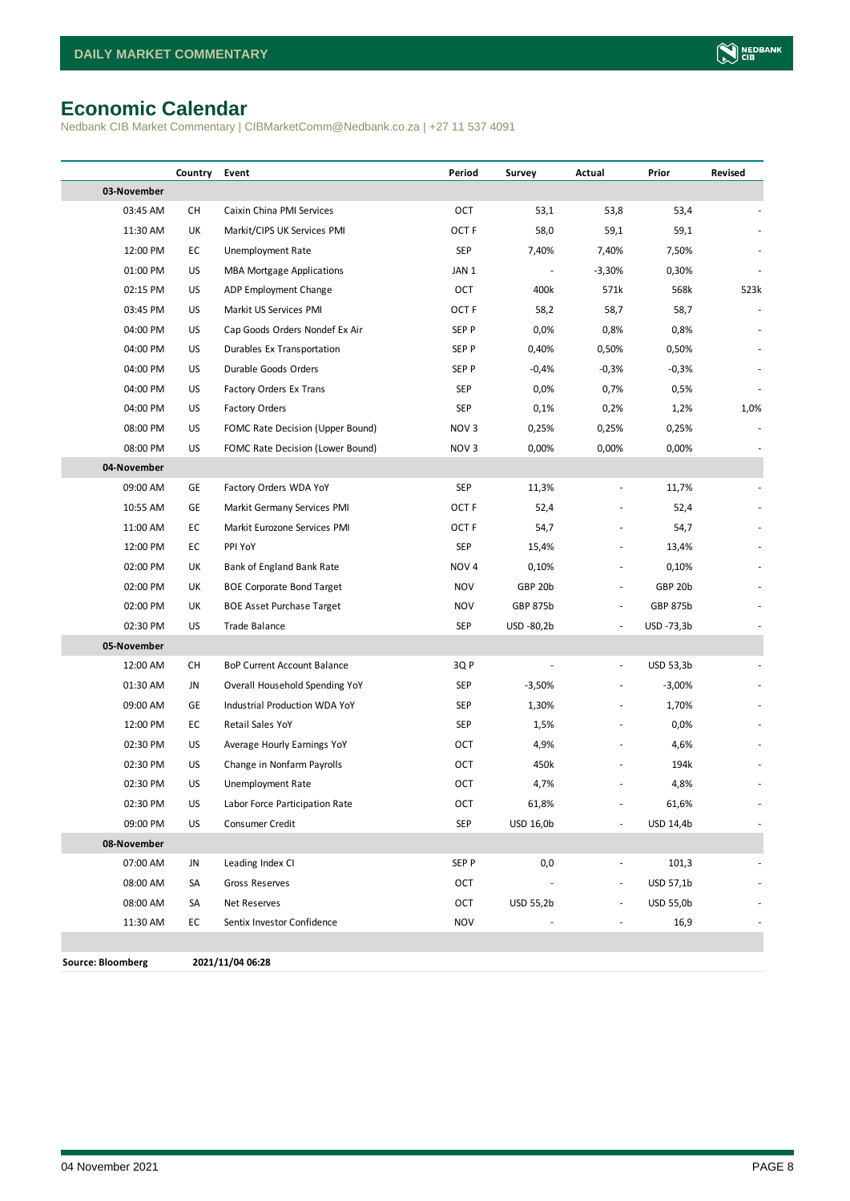# Economic Calendar

Nedbank CIB Market Commentary | CIBMarketComm@Nedbank.co.za | +27 11 537 4091

| | Country | Event | Period | Survey | Actual | Prior | Revised |
|---|---|---|---|---|---|---|---|
| **03-November** | | | | | | | |
| 03:45 AM | CH | Caixin China PMI Services | OCT | 53,1 | 53,8 | 53,4 | - |
| 11:30 AM | UK | Markit/CIPS UK Services PMI | OCT F | 58,0 | 59,1 | 59,1 | - |
| 12:00 PM | EC | Unemployment Rate | SEP | 7,40% | 7,40% | 7,50% | - |
| 01:00 PM | US | MBA Mortgage Applications | JAN 1 | - | -3,30% | 0,30% | - |
| 02:15 PM | US | ADP Employment Change | OCT | 400k | 571k | 568k | 523k |
| 03:45 PM | US | Markit US Services PMI | OCT F | 58,2 | 58,7 | 58,7 | - |
| 04:00 PM | US | Cap Goods Orders Nondef Ex Air | SEP P | 0,0% | 0,8% | 0,8% | - |
| 04:00 PM | US | Durables Ex Transportation | SEP P | 0,40% | 0,50% | 0,50% | - |
| 04:00 PM | US | Durable Goods Orders | SEP P | -0,4% | -0,3% | -0,3% | - |
| 04:00 PM | US | Factory Orders Ex Trans | SEP | 0,0% | 0,7% | 0,5% | - |
| 04:00 PM | US | Factory Orders | SEP | 0,1% | 0,2% | 1,2% | 1,0% |
| 08:00 PM | US | FOMC Rate Decision (Upper Bound) | NOV 3 | 0,25% | 0,25% | 0,25% | - |
| 08:00 PM | US | FOMC Rate Decision (Lower Bound) | NOV 3 | 0,00% | 0,00% | 0,00% | - |
| **04-November** | | | | | | | |
| 09:00 AM | GE | Factory Orders WDA YoY | SEP | 11,3% | - | 11,7% | - |
| 10:55 AM | GE | Markit Germany Services PMI | OCT F | 52,4 | - | 52,4 | - |
| 11:00 AM | EC | Markit Eurozone Services PMI | OCT F | 54,7 | - | 54,7 | - |
| 12:00 PM | EC | PPI YoY | SEP | 15,4% | - | 13,4% | - |
| 02:00 PM | UK | Bank of England Bank Rate | NOV 4 | 0,10% | - | 0,10% | - |
| 02:00 PM | UK | BOE Corporate Bond Target | NOV | GBP 20b | - | GBP 20b | - |
| 02:00 PM | UK | BOE Asset Purchase Target | NOV | GBP 875b | - | GBP 875b | - |
| 02:30 PM | US | Trade Balance | SEP | USD -80,2b | - | USD -73,3b | - |
| **05-November** | | | | | | | |
| 12:00 AM | CH | BoP Current Account Balance | 3Q P | - | - | USD 53,3b | - |
| 01:30 AM | JN | Overall Household Spending YoY | SEP | -3,50% | - | -3,00% | - |
| 09:00 AM | GE | Industrial Production WDA YoY | SEP | 1,30% | - | 1,70% | - |
| 12:00 PM | EC | Retail Sales YoY | SEP | 1,5% | - | 0,0% | - |
| 02:30 PM | US | Average Hourly Earnings YoY | OCT | 4,9% | - | 4,6% | - |
| 02:30 PM | US | Change in Nonfarm Payrolls | OCT | 450k | - | 194k | - |
| 02:30 PM | US | Unemployment Rate | OCT | 4,7% | - | 4,8% | - |
| 02:30 PM | US | Labor Force Participation Rate | OCT | 61,8% | - | 61,6% | - |
| 09:00 PM | US | Consumer Credit | SEP | USD 16,0b | - | USD 14,4b | - |
| **08-November** | | | | | | | |
| 07:00 AM | JN | Leading Index CI | SEP P | 0,0 | - | 101,3 | - |
| 08:00 AM | SA | Gross Reserves | OCT | - | - | USD 57,1b | - |
| 08:00 AM | SA | Net Reserves | OCT | USD 55,2b | - | USD 55,0b | - |
| 11:30 AM | EC | Sentix Investor Confidence | NOV | - | - | 16,9 | - |

**Source: Bloomberg** **2021/11/04 06:28**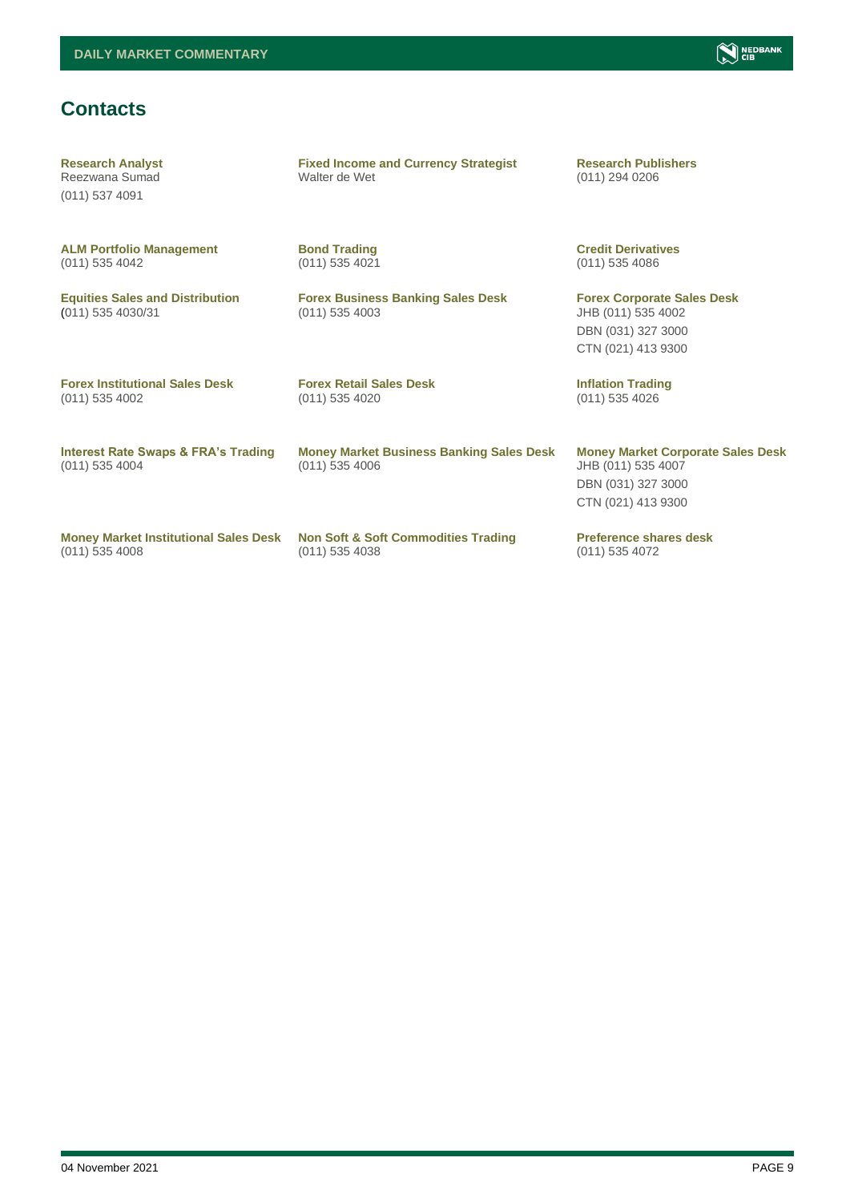## Contacts

**Research Analyst**
Reezwana Sumad
(011) 537 4091

**Fixed Income and Currency Strategist**
Walter de Wet

**Research Publishers**
(011) 294 0206

**ALM Portfolio Management**
(011) 535 4042

**Bond Trading**
(011) 535 4021

**Credit Derivatives**
(011) 535 4086

**Equities Sales and Distribution**
(011) 535 4030/31

**Forex Business Banking Sales Desk**
(011) 535 4003

**Forex Corporate Sales Desk**
JHB (011) 535 4002
DBN (031) 327 3000
CTN (021) 413 9300

**Forex Institutional Sales Desk**
(011) 535 4002

**Forex Retail Sales Desk**
(011) 535 4020

**Inflation Trading**
(011) 535 4026

**Interest Rate Swaps & FRA's Trading**
(011) 535 4004

**Money Market Business Banking Sales Desk**
(011) 535 4006

**Money Market Corporate Sales Desk**
JHB (011) 535 4007
DBN (031) 327 3000
CTN (021) 413 9300

**Money Market Institutional Sales Desk**
(011) 535 4008

**Non Soft & Soft Commodities Trading**
(011) 535 4038

**Preference shares desk**
(011) 535 4072